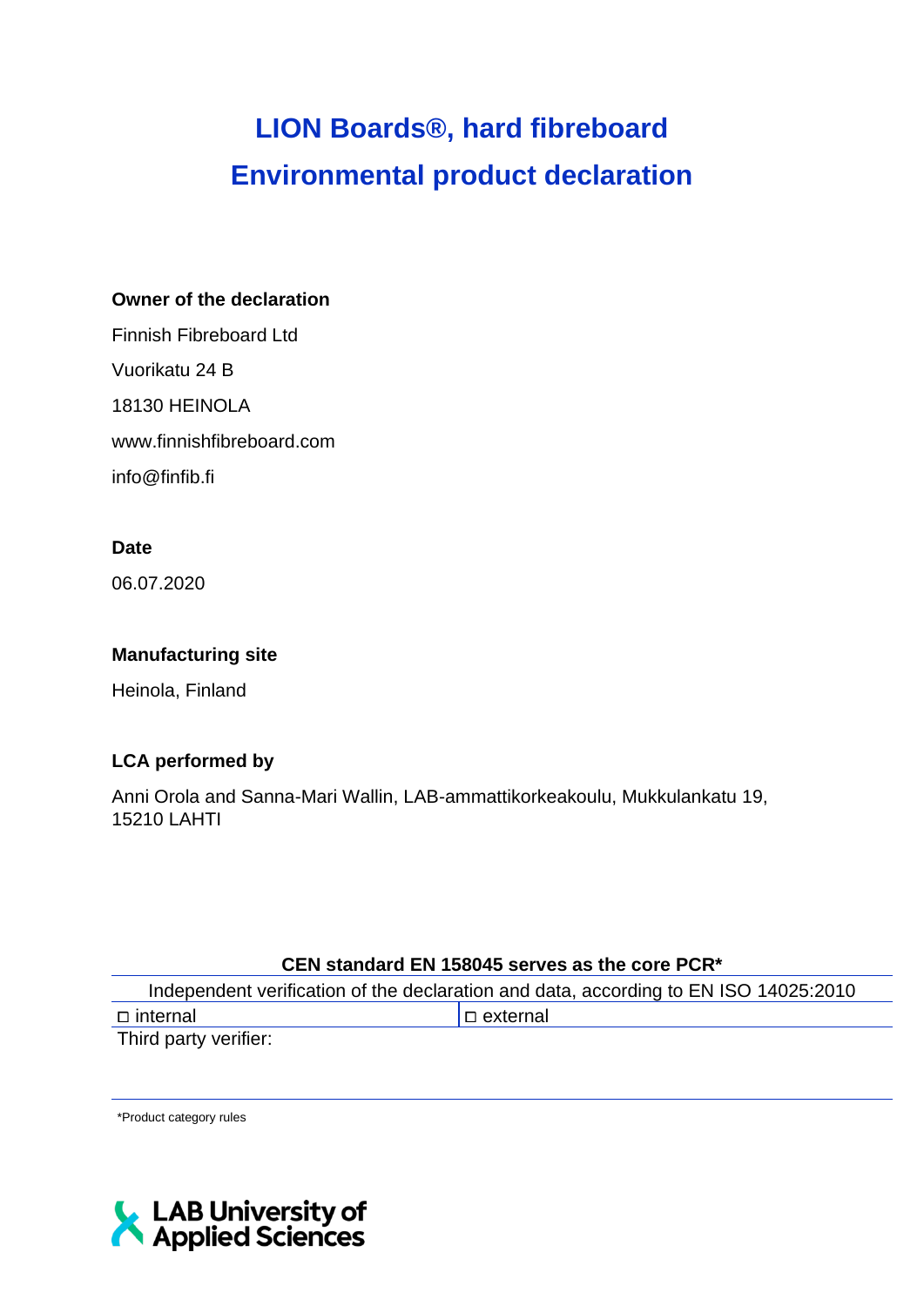# LION Boards®, hard fibreboard
# Environmental product declaration

**Owner of the declaration**

Finnish Fibreboard Ltd

Vuorikatu 24 B

18130 HEINOLA

www.finnishfibreboard.com

info@finfib.fi

**Date**

06.07.2020

**Manufacturing site**

Heinola, Finland

**LCA performed by**

Anni Orola and Sanna-Mari Wallin, LAB-ammattikorkeakoulu, Mukkulankatu 19, 15210 LAHTI

| CEN standard EN 158045 serves as the core PCR* | |
|---|---|
| Independent verification of the declaration and data, according to EN ISO 14025:2010 | |
| ◻ internal | ◻ external |
| Third party verifier: | |

*Product category rules

LAB University of Applied Sciences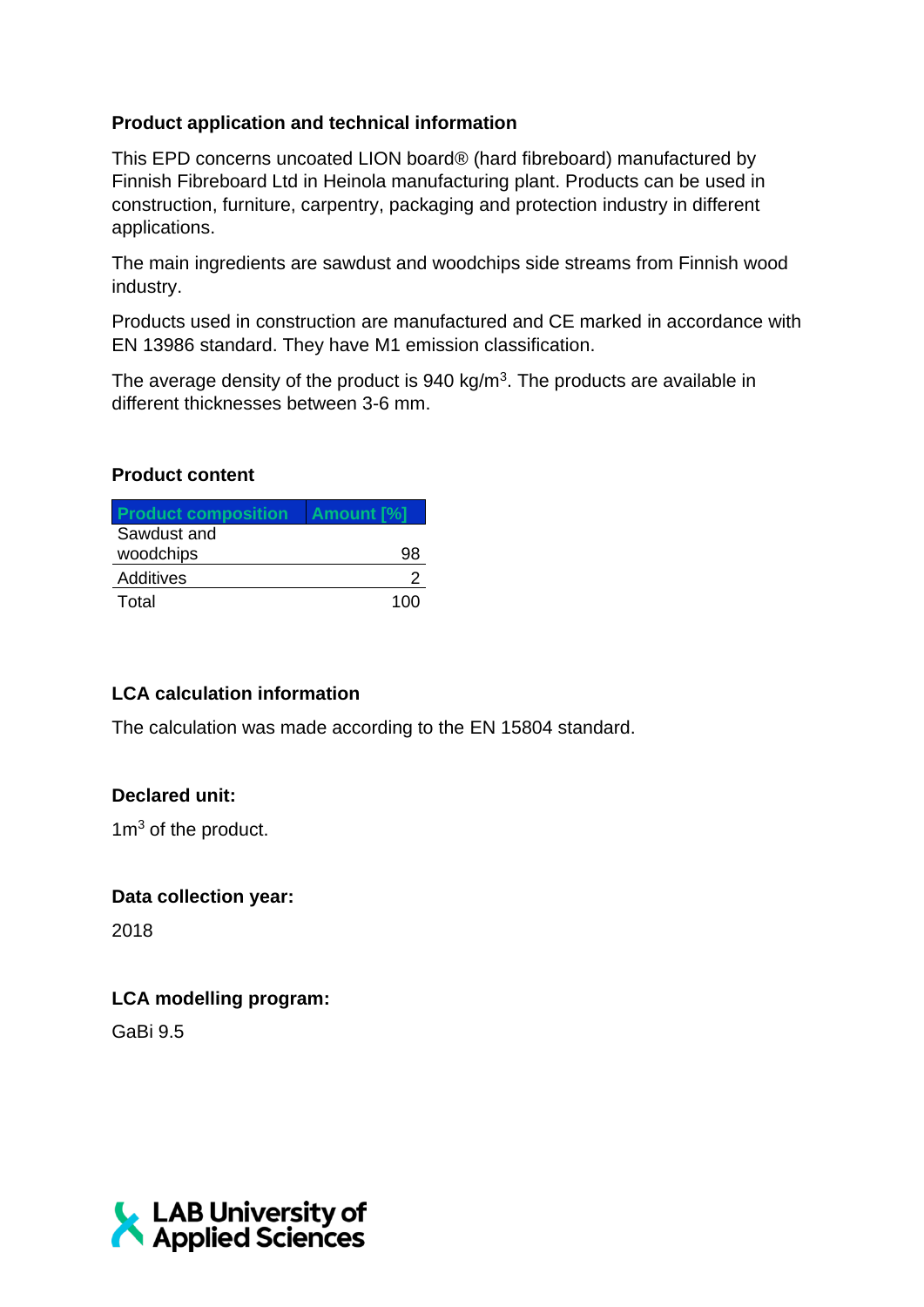## Product application and technical information

This EPD concerns uncoated LION board® (hard fibreboard) manufactured by Finnish Fibreboard Ltd in Heinola manufacturing plant. Products can be used in construction, furniture, carpentry, packaging and protection industry in different applications.

The main ingredients are sawdust and woodchips side streams from Finnish wood industry.

Products used in construction are manufactured and CE marked in accordance with EN 13986 standard. They have M1 emission classification.

The average density of the product is 940 kg/m$^3$. The products are available in different thicknesses between 3-6 mm.

## Product content

| Product composition | Amount [%] |
|---|---|
| Sawdust and woodchips | 98 |
| Additives | 2 |
| Total | 100 |

## LCA calculation information

The calculation was made according to the EN 15804 standard.

## Declared unit:

1m$^3$ of the product.

## Data collection year:

2018

## LCA modelling program:

GaBi 9.5

LAB University of Applied Sciences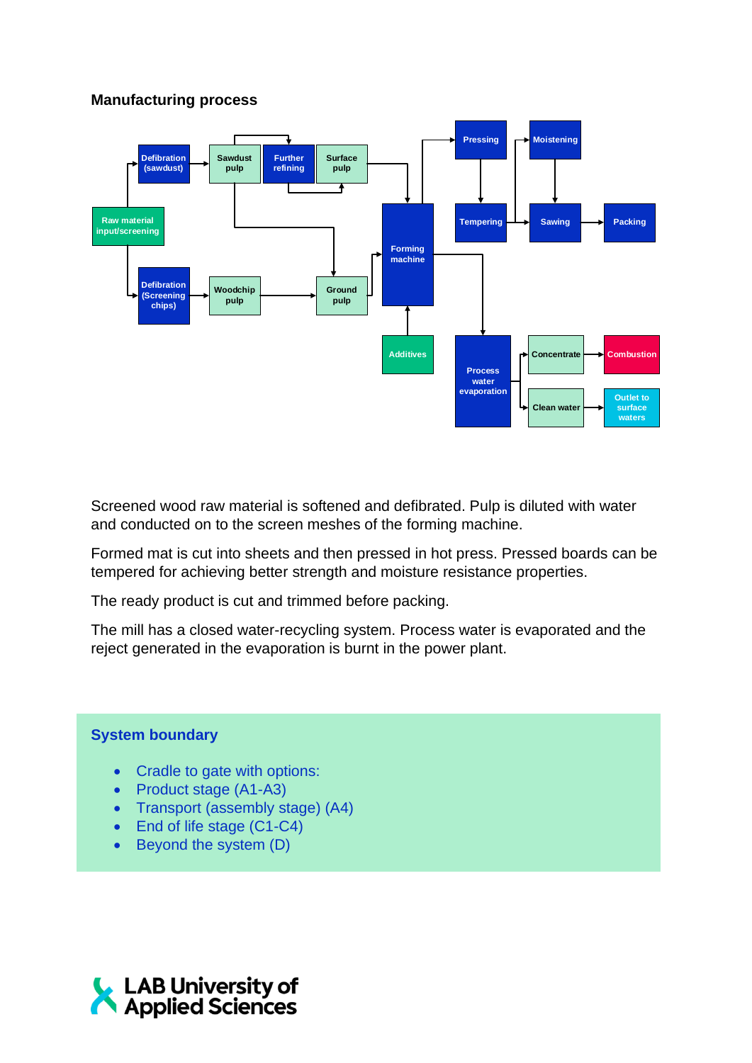## Manufacturing process

Screened wood raw material is softened and defibrated. Pulp is diluted with water and conducted on to the screen meshes of the forming machine.

Formed mat is cut into sheets and then pressed in hot press. Pressed boards can be tempered for achieving better strength and moisture resistance properties.

The ready product is cut and trimmed before packing.

The mill has a closed water-recycling system. Process water is evaporated and the reject generated in the evaporation is burnt in the power plant.

## System boundary

- Cradle to gate with options:
- Product stage (A1-A3)
- Transport (assembly stage) (A4)
- End of life stage (C1-C4)
- Beyond the system (D)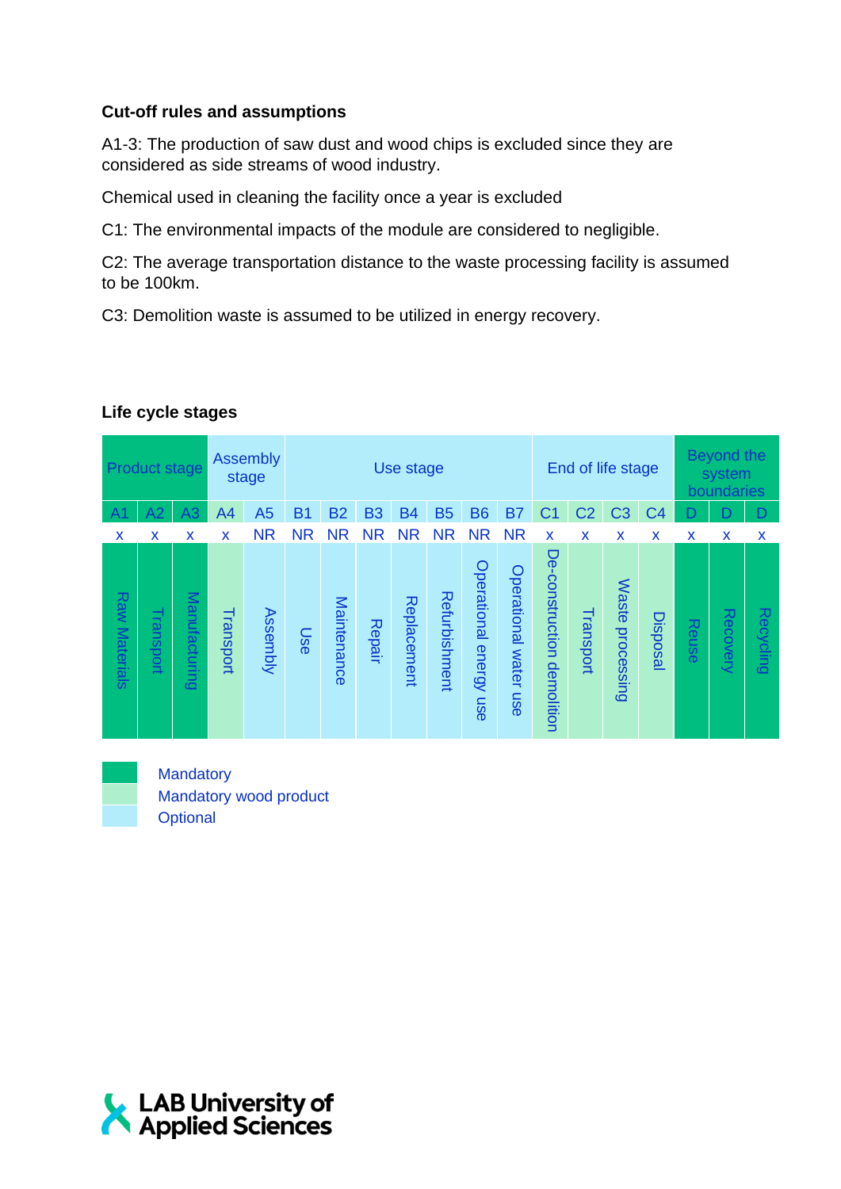**Cut-off rules and assumptions**

A1-3: The production of saw dust and wood chips is excluded since they are considered as side streams of wood industry.

Chemical used in cleaning the facility once a year is excluded

C1: The environmental impacts of the module are considered to negligible.

C2: The average transportation distance to the waste processing facility is assumed to be 100km.

C3: Demolition waste is assumed to be utilized in energy recovery.

**Life cycle stages**

| Product stage | | | Assembly stage | | Use stage | | | | | | | End of life stage | | | | Beyond the system boundaries | | |
|---|---|---|---|---|---|---|---|---|---|---|---|---|---|---|---|---|---|---|
| A1 | A2 | A3 | A4 | A5 | B1 | B2 | B3 | B4 | B5 | B6 | B7 | C1 | C2 | C3 | C4 | D | D | D |
| x | x | x | x | NR | NR | NR | NR | NR | NR | NR | NR | x | x | x | x | x | x | x |
| Raw Materials | Transport | Manufacturing | Transport | Assembly | Use | Maintenance | Repair | Replacement | Refurbishment | Operational energy use | Operational water use | De-construction demolition | Transport | Waste processing | Disposal | Reuse | Recovery | Recycling |

Mandatory

Mandatory wood product

Optional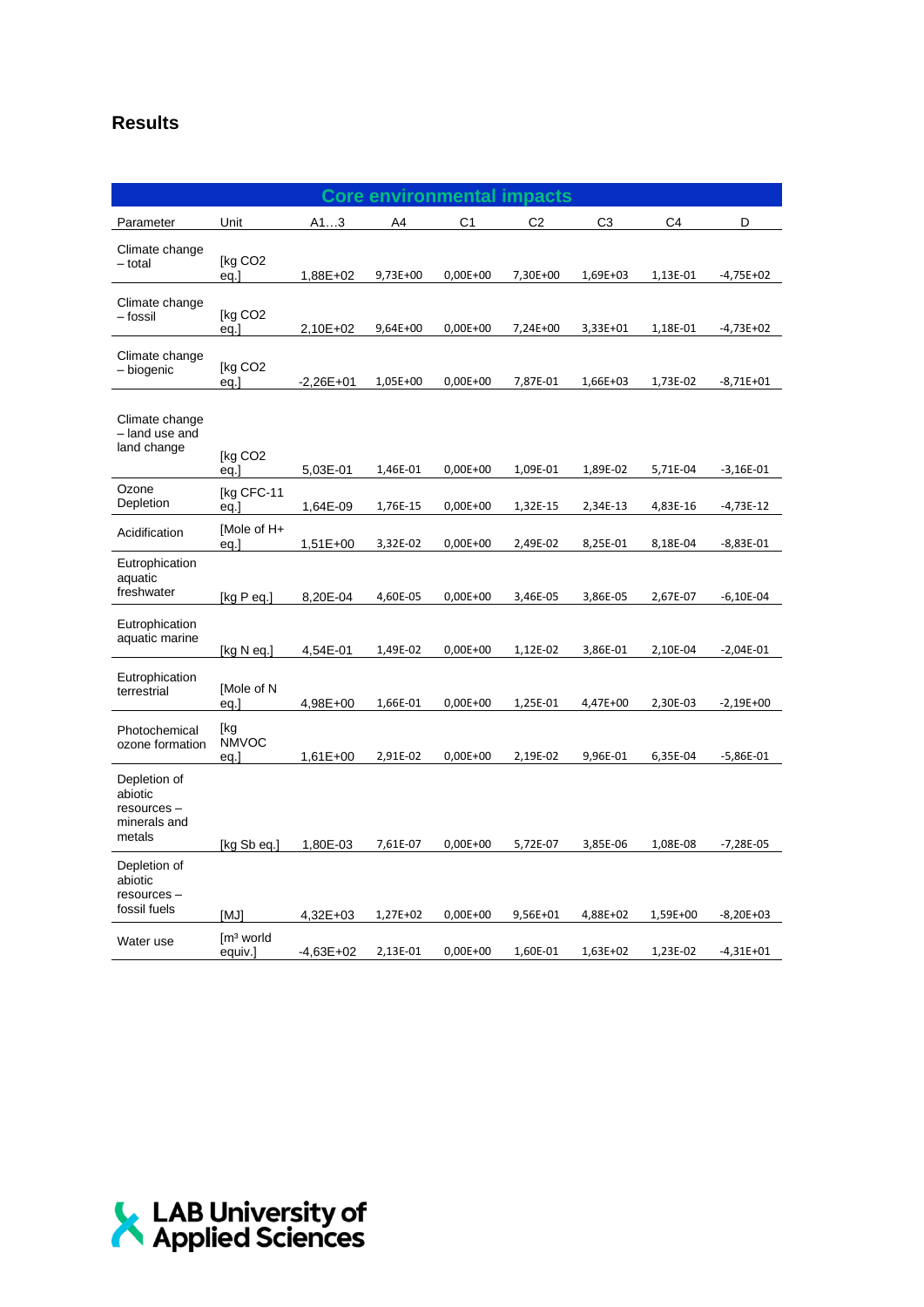## Results

| Core environmental impacts | | | | | | | | |
|---|---|---|---|---|---|---|---|---|
| Parameter | Unit | A1…3 | A4 | C1 | C2 | C3 | C4 | D |
| Climate change – total | [kg CO2 eq.] | 1,88E+02 | 9,73E+00 | 0,00E+00 | 7,30E+00 | 1,69E+03 | 1,13E-01 | -4,75E+02 |
| Climate change – fossil | [kg CO2 eq.] | 2,10E+02 | 9,64E+00 | 0,00E+00 | 7,24E+00 | 3,33E+01 | 1,18E-01 | -4,73E+02 |
| Climate change – biogenic | [kg CO2 eq.] | -2,26E+01 | 1,05E+00 | 0,00E+00 | 7,87E-01 | 1,66E+03 | 1,73E-02 | -8,71E+01 |
| Climate change – land use and land change | [kg CO2 eq.] | 5,03E-01 | 1,46E-01 | 0,00E+00 | 1,09E-01 | 1,89E-02 | 5,71E-04 | -3,16E-01 |
| Ozone Depletion | [kg CFC-11 eq.] | 1,64E-09 | 1,76E-15 | 0,00E+00 | 1,32E-15 | 2,34E-13 | 4,83E-16 | -4,73E-12 |
| Acidification | [Mole of H+ eq.] | 1,51E+00 | 3,32E-02 | 0,00E+00 | 2,49E-02 | 8,25E-01 | 8,18E-04 | -8,83E-01 |
| Eutrophication aquatic freshwater | [kg P eq.] | 8,20E-04 | 4,60E-05 | 0,00E+00 | 3,46E-05 | 3,86E-05 | 2,67E-07 | -6,10E-04 |
| Eutrophication aquatic marine | [kg N eq.] | 4,54E-01 | 1,49E-02 | 0,00E+00 | 1,12E-02 | 3,86E-01 | 2,10E-04 | -2,04E-01 |
| Eutrophication terrestrial | [Mole of N eq.] | 4,98E+00 | 1,66E-01 | 0,00E+00 | 1,25E-01 | 4,47E+00 | 2,30E-03 | -2,19E+00 |
| Photochemical ozone formation | [kg NMVOC eq.] | 1,61E+00 | 2,91E-02 | 0,00E+00 | 2,19E-02 | 9,96E-01 | 6,35E-04 | -5,86E-01 |
| Depletion of abiotic resources – minerals and metals | [kg Sb eq.] | 1,80E-03 | 7,61E-07 | 0,00E+00 | 5,72E-07 | 3,85E-06 | 1,08E-08 | -7,28E-05 |
| Depletion of abiotic resources – fossil fuels | [MJ] | 4,32E+03 | 1,27E+02 | 0,00E+00 | 9,56E+01 | 4,88E+02 | 1,59E+00 | -8,20E+03 |
| Water use | [m³ world equiv.] | -4,63E+02 | 2,13E-01 | 0,00E+00 | 1,60E-01 | 1,63E+02 | 1,23E-02 | -4,31E+01 |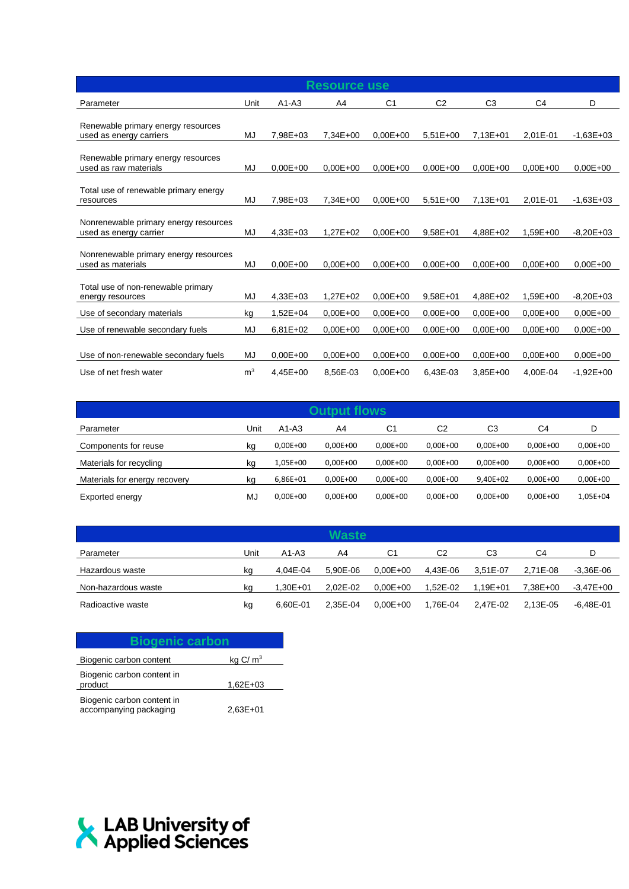## Resource use

| Parameter | Unit | A1-A3 | A4 | C1 | C2 | C3 | C4 | D |
|---|---|---|---|---|---|---|---|---|
| Renewable primary energy resources used as energy carriers | MJ | 7,98E+03 | 7,34E+00 | 0,00E+00 | 5,51E+00 | 7,13E+01 | 2,01E-01 | -1,63E+03 |
| Renewable primary energy resources used as raw materials | MJ | 0,00E+00 | 0,00E+00 | 0,00E+00 | 0,00E+00 | 0,00E+00 | 0,00E+00 | 0,00E+00 |
| Total use of renewable primary energy resources | MJ | 7,98E+03 | 7,34E+00 | 0,00E+00 | 5,51E+00 | 7,13E+01 | 2,01E-01 | -1,63E+03 |
| Nonrenewable primary energy resources used as energy carrier | MJ | 4,33E+03 | 1,27E+02 | 0,00E+00 | 9,58E+01 | 4,88E+02 | 1,59E+00 | -8,20E+03 |
| Nonrenewable primary energy resources used as materials | MJ | 0,00E+00 | 0,00E+00 | 0,00E+00 | 0,00E+00 | 0,00E+00 | 0,00E+00 | 0,00E+00 |
| Total use of non-renewable primary energy resources | MJ | 4,33E+03 | 1,27E+02 | 0,00E+00 | 9,58E+01 | 4,88E+02 | 1,59E+00 | -8,20E+03 |
| Use of secondary materials | kg | 1,52E+04 | 0,00E+00 | 0,00E+00 | 0,00E+00 | 0,00E+00 | 0,00E+00 | 0,00E+00 |
| Use of renewable secondary fuels | MJ | 6,81E+02 | 0,00E+00 | 0,00E+00 | 0,00E+00 | 0,00E+00 | 0,00E+00 | 0,00E+00 |
| Use of non-renewable secondary fuels | MJ | 0,00E+00 | 0,00E+00 | 0,00E+00 | 0,00E+00 | 0,00E+00 | 0,00E+00 | 0,00E+00 |
| Use of net fresh water | $m^3$ | 4,45E+00 | 8,56E-03 | 0,00E+00 | 6,43E-03 | 3,85E+00 | 4,00E-04 | -1,92E+00 |

## Output flows

| Parameter | Unit | A1-A3 | A4 | C1 | C2 | C3 | C4 | D |
|---|---|---|---|---|---|---|---|---|
| Components for reuse | kg | 0,00E+00 | 0,00E+00 | 0,00E+00 | 0,00E+00 | 0,00E+00 | 0,00E+00 | 0,00E+00 |
| Materials for recycling | kg | 1,05E+00 | 0,00E+00 | 0,00E+00 | 0,00E+00 | 0,00E+00 | 0,00E+00 | 0,00E+00 |
| Materials for energy recovery | kg | 6,86E+01 | 0,00E+00 | 0,00E+00 | 0,00E+00 | 9,40E+02 | 0,00E+00 | 0,00E+00 |
| Exported energy | MJ | 0,00E+00 | 0,00E+00 | 0,00E+00 | 0,00E+00 | 0,00E+00 | 0,00E+00 | 1,05E+04 |

## Waste

| Parameter | Unit | A1-A3 | A4 | C1 | C2 | C3 | C4 | D |
|---|---|---|---|---|---|---|---|---|
| Hazardous waste | kg | 4,04E-04 | 5,90E-06 | 0,00E+00 | 4,43E-06 | 3,51E-07 | 2,71E-08 | -3,36E-06 |
| Non-hazardous waste | kg | 1,30E+01 | 2,02E-02 | 0,00E+00 | 1,52E-02 | 1,19E+01 | 7,38E+00 | -3,47E+00 |
| Radioactive waste | kg | 6,60E-01 | 2,35E-04 | 0,00E+00 | 1,76E-04 | 2,47E-02 | 2,13E-05 | -6,48E-01 |

## Biogenic carbon

| Biogenic carbon content | kg C/ $m^3$ |
|---|---|
| Biogenic carbon content in product | 1,62E+03 |
| Biogenic carbon content in accompanying packaging | 2,63E+01 |

LAB University of Applied Sciences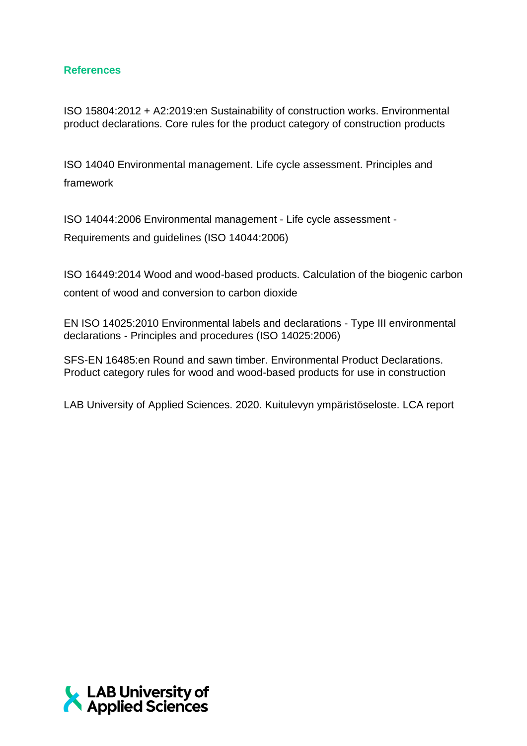## References

ISO 15804:2012 + A2:2019:en Sustainability of construction works. Environmental product declarations. Core rules for the product category of construction products

ISO 14040 Environmental management. Life cycle assessment. Principles and framework

ISO 14044:2006 Environmental management - Life cycle assessment - Requirements and guidelines (ISO 14044:2006)

ISO 16449:2014 Wood and wood-based products. Calculation of the biogenic carbon content of wood and conversion to carbon dioxide

EN ISO 14025:2010 Environmental labels and declarations - Type III environmental declarations - Principles and procedures (ISO 14025:2006)

SFS-EN 16485:en Round and sawn timber. Environmental Product Declarations. Product category rules for wood and wood-based products for use in construction

LAB University of Applied Sciences. 2020. Kuitulevyn ympäristöseloste. LCA report

LAB University of Applied Sciences